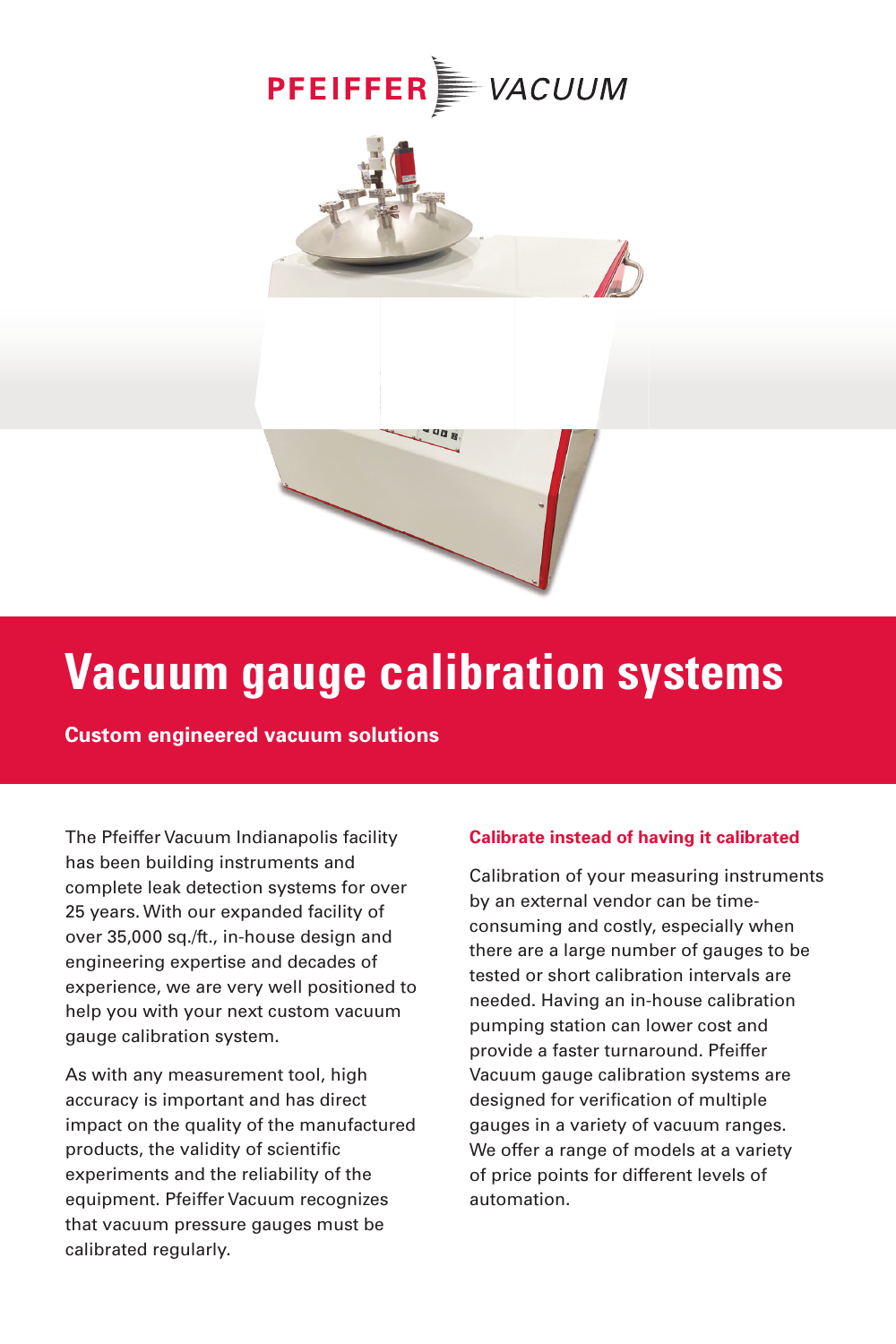# Vacuum gauge calibration systems

**Custom engineered vacuum solutions**

The Pfeiffer Vacuum Indianapolis facility has been building instruments and complete leak detection systems for over 25 years. With our expanded facility of over 35,000 sq./ft., in-house design and engineering expertise and decades of experience, we are very well positioned to help you with your next custom vacuum gauge calibration system.

As with any measurement tool, high accuracy is important and has direct impact on the quality of the manufactured products, the validity of scientific experiments and the reliability of the equipment. Pfeiffer Vacuum recognizes that vacuum pressure gauges must be calibrated regularly.

### Calibrate instead of having it calibrated

Calibration of your measuring instruments by an external vendor can be time-consuming and costly, especially when there are a large number of gauges to be tested or short calibration intervals are needed. Having an in-house calibration pumping station can lower cost and provide a faster turnaround. Pfeiffer Vacuum gauge calibration systems are designed for verification of multiple gauges in a variety of vacuum ranges. We offer a range of models at a variety of price points for different levels of automation.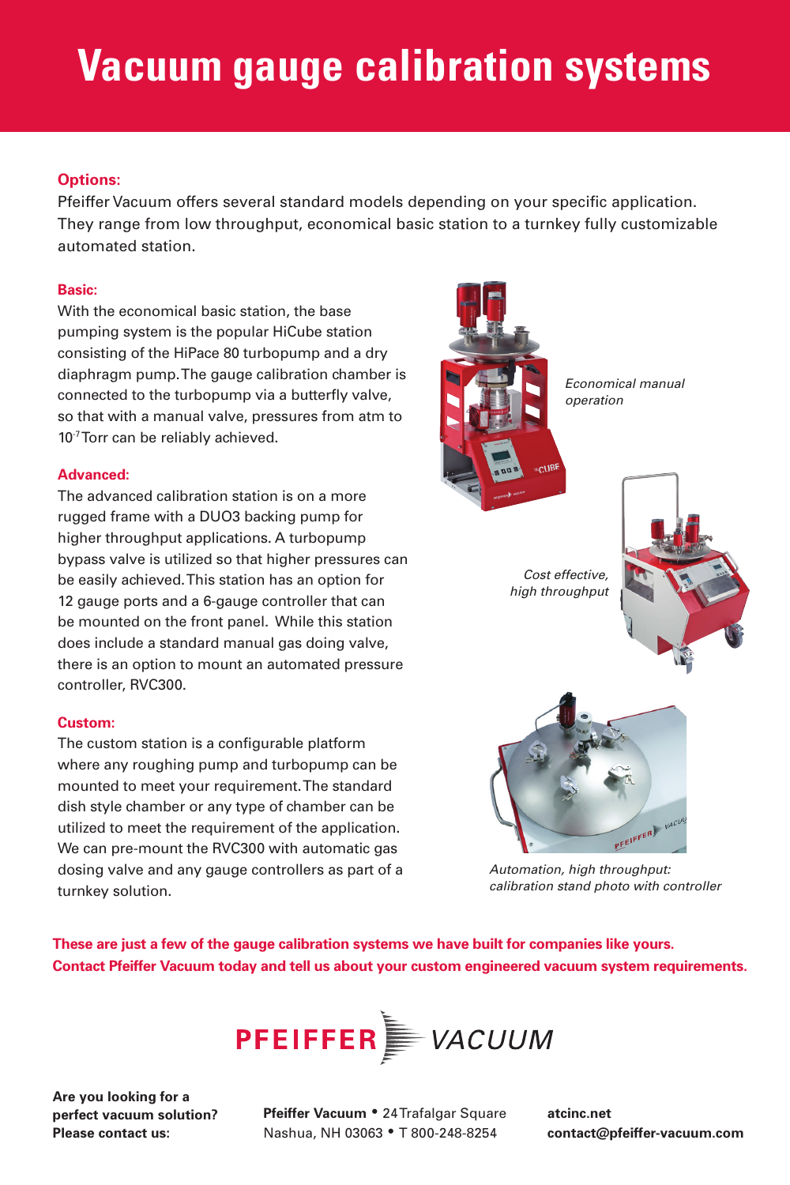# Vacuum gauge calibration systems

**Options:**

Pfeiffer Vacuum offers several standard models depending on your specific application. They range from low throughput, economical basic station to a turnkey fully customizable automated station.

**Basic:**

With the economical basic station, the base pumping system is the popular HiCube station consisting of the HiPace 80 turbopump and a dry diaphragm pump. The gauge calibration chamber is connected to the turbopump via a butterfly valve, so that with a manual valve, pressures from atm to $10^{-7}$ Torr can be reliably achieved.

*Economical manual operation*

**Advanced:**

The advanced calibration station is on a more rugged frame with a DUO3 backing pump for higher throughput applications. A turbopump bypass valve is utilized so that higher pressures can be easily achieved. This station has an option for 12 gauge ports and a 6-gauge controller that can be mounted on the front panel. While this station does include a standard manual gas doing valve, there is an option to mount an automated pressure controller, RVC300.

*Cost effective, high throughput*

**Custom:**

The custom station is a configurable platform where any roughing pump and turbopump can be mounted to meet your requirement. The standard dish style chamber or any type of chamber can be utilized to meet the requirement of the application. We can pre-mount the RVC300 with automatic gas dosing valve and any gauge controllers as part of a turnkey solution.

*Automation, high throughput: calibration stand photo with controller*

**These are just a few of the gauge calibration systems we have built for companies like yours. Contact Pfeiffer Vacuum today and tell us about your custom engineered vacuum system requirements.**

PFEIFFER VACUUM

**Are you looking for a perfect vacuum solution? Please contact us:**

**Pfeiffer Vacuum** • 24 Trafalgar Square
Nashua, NH 03063 • T 800-248-8254

**atcinc.net**
**contact@pfeiffer-vacuum.com**